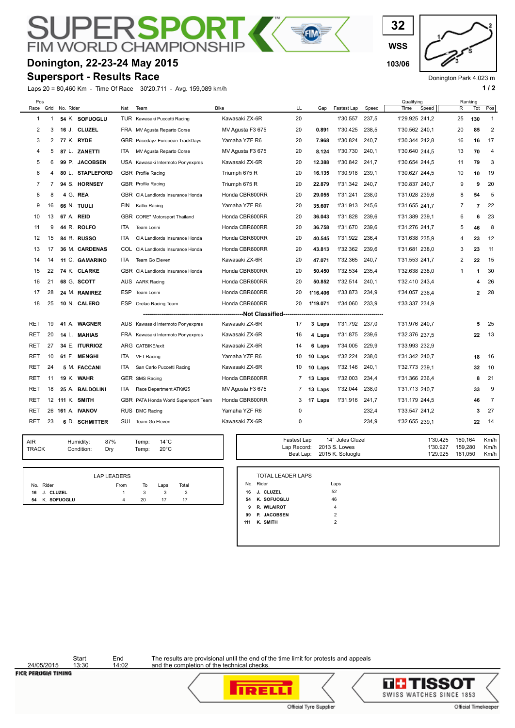# SUPERSPORT FIM WORLD CHAMPIONSHIP

## Donington, 22-23-24 May 2015

## Supersport - Results Race

32 WSS 103/06

Donington Park 4.023 m

Laps 20 = 80,460 Km - Time Of Race 30'20.711 - Avg. 159,089 km/h

| Pos Race | Grid | No. | Rider | Nat | Team | Bike | LL | Gap | Fastest Lap | Speed | Qualifying Time | Qualifying Speed | Ranking R | Ranking Tot | Ranking Pos |
|---|---|---|---|---|---|---|---|---|---|---|---|---|---|---|---|
| 1 | 1 | 54 | K. SOFUOGLU | TUR | Kawasaki Puccetti Racing | Kawasaki ZX-6R | 20 | | 1'30.557 | 237,5 | 1'29.925 | 241,2 | 25 | 130 | 1 |
| 2 | 3 | 16 | J. CLUZEL | FRA | MV Agusta Reparto Corse | MV Agusta F3 675 | 20 | 0.891 | 1'30.425 | 238,5 | 1'30.562 | 240,1 | 20 | 85 | 2 |
| 3 | 2 | 77 | K. RYDE | GBR | Pacedayz European TrackDays | Yamaha YZF R6 | 20 | 7.968 | 1'30.824 | 240,7 | 1'30.344 | 242,8 | 16 | 16 | 17 |
| 4 | 5 | 87 | L. ZANETTI | ITA | MV Agusta Reparto Corse | MV Agusta F3 675 | 20 | 8.124 | 1'30.730 | 240,1 | 1'30.640 | 244,5 | 13 | 70 | 4 |
| 5 | 6 | 99 | P. JACOBSEN | USA | Kawasaki Intermoto Ponyexpres | Kawasaki ZX-6R | 20 | 12.388 | 1'30.842 | 241,7 | 1'30.654 | 244,5 | 11 | 79 | 3 |
| 6 | 4 | 80 | L. STAPLEFORD | GBR | Profile Racing | Triumph 675 R | 20 | 16.135 | 1'30.918 | 239,1 | 1'30.627 | 244,5 | 10 | 10 | 19 |
| 7 | 7 | 94 | S. HORNSEY | GBR | Profile Racing | Triumph 675 R | 20 | 22.879 | 1'31.342 | 240,7 | 1'30.837 | 240,7 | 9 | 9 | 20 |
| 8 | 8 | 4 | G. REA | GBR | CIA Landlords Insurance Honda | Honda CBR600RR | 20 | 29.055 | 1'31.241 | 238,0 | 1'31.028 | 239,6 | 8 | 54 | 5 |
| 9 | 16 | 66 | N. TUULI | FIN | Kallio Racing | Yamaha YZF R6 | 20 | 35.607 | 1'31.913 | 245,6 | 1'31.655 | 241,7 | 7 | 7 | 22 |
| 10 | 13 | 67 | A. REID | GBR | CORE" Motorsport Thailand | Honda CBR600RR | 20 | 36.043 | 1'31.828 | 239,6 | 1'31.389 | 239,1 | 6 | 6 | 23 |
| 11 | 9 | 44 | R. ROLFO | ITA | Team Lorini | Honda CBR600RR | 20 | 36.758 | 1'31.670 | 239,6 | 1'31.276 | 241,7 | 5 | 46 | 8 |
| 12 | 15 | 84 | R. RUSSO | ITA | CIA Landlords Insurance Honda | Honda CBR600RR | 20 | 40.545 | 1'31.922 | 236,4 | 1'31.638 | 235,9 | 4 | 23 | 12 |
| 13 | 17 | 36 | M. CARDENAS | COL | CIA Landlords Insurance Honda | Honda CBR600RR | 20 | 43.813 | 1'32.362 | 239,6 | 1'31.681 | 238,0 | 3 | 23 | 11 |
| 14 | 14 | 11 | C. GAMARINO | ITA | Team Go Eleven | Kawasaki ZX-6R | 20 | 47.071 | 1'32.365 | 240,7 | 1'31.553 | 241,7 | 2 | 22 | 15 |
| 15 | 22 | 74 | K. CLARKE | GBR | CIA Landlords Insurance Honda | Honda CBR600RR | 20 | 50.450 | 1'32.534 | 235,4 | 1'32.638 | 238,0 | 1 | 1 | 30 |
| 16 | 21 | 68 | G. SCOTT | AUS | AARK Racing | Honda CBR600RR | 20 | 50.852 | 1'32.514 | 240,1 | 1'32.410 | 243,4 | | 4 | 26 |
| 17 | 28 | 24 | M. RAMIREZ | ESP | Team Lorini | Honda CBR600RR | 20 | 1'16.406 | 1'33.873 | 234,9 | 1'34.057 | 236,4 | | 2 | 28 |
| 18 | 25 | 10 | N. CALERO | ESP | Orelac Racing Team | Honda CBR600RR | 20 | 1'19.071 | 1'34.060 | 233,9 | 1'33.337 | 234,9 | | | |
| **Not Classified** | | | | | | | | | | | | | | | |
| RET | 19 | 41 | A. WAGNER | AUS | Kawasaki Intermoto Ponyexpres | Kawasaki ZX-6R | 17 | 3 Laps | 1'31.792 | 237,0 | 1'31.976 | 240,7 | | 5 | 25 |
| RET | 20 | 14 | L. MAHIAS | FRA | Kawasaki Intermoto Ponyexpres | Kawasaki ZX-6R | 16 | 4 Laps | 1'31.875 | 239,6 | 1'32.376 | 237,5 | | 22 | 13 |
| RET | 27 | 34 | E. ITURRIOZ | ARG | CATBIKE/exit | Kawasaki ZX-6R | 14 | 6 Laps | 1'34.005 | 229,9 | 1'33.993 | 232,9 | | | |
| RET | 10 | 61 | F. MENGHI | ITA | VFT Racing | Yamaha YZF R6 | 10 | 10 Laps | 1'32.224 | 238,0 | 1'31.342 | 240,7 | | 18 | 16 |
| RET | 24 | 5 | M. FACCANI | ITA | San Carlo Puccetti Racing | Kawasaki ZX-6R | 10 | 10 Laps | 1'32.146 | 240,1 | 1'32.773 | 239,1 | | 32 | 10 |
| RET | 11 | 19 | K. WAHR | GER | SMS Racing | Honda CBR600RR | 7 | 13 Laps | 1'32.003 | 234,4 | 1'31.366 | 236,4 | | 8 | 21 |
| RET | 18 | 25 | A. BALDOLINI | ITA | Race Department ATK#25 | MV Agusta F3 675 | 7 | 13 Laps | 1'32.044 | 238,0 | 1'31.713 | 240,7 | | 33 | 9 |
| RET | 12 | 111 | K. SMITH | GBR | PATA Honda World Supersport Team | Honda CBR600RR | 3 | 17 Laps | 1'31.916 | 241,7 | 1'31.179 | 244,5 | | 46 | 7 |
| RET | 26 | 161 | A. IVANOV | RUS | DMC Racing | Yamaha YZF R6 | 0 | | | 232,4 | 1'33.547 | 241,2 | | 3 | 27 |
| RET | 23 | 6 | D. SCHMITTER | SUI | Team Go Eleven | Kawasaki ZX-6R | 0 | | | 234,9 | 1'32.655 | 239,1 | | 22 | 14 |

| | | | | |
|---|---|---|---|---|
| AIR | Humidity: | 87% | Temp: | 14°C |
| TRACK | Condition: | Dry | Temp: | 20°C |

| | | | | |
|---|---|---|---|---|
| Fastest Lap | 14° Jules Cluzel | 1'30.425 | 160,164 | Km/h |
| Lap Record: | 2013 S. Lowes | 1'30.927 | 159,280 | Km/h |
| Best Lap: | 2015 K. Sofuoglu | 1'29.925 | 161,050 | Km/h |

**LAP LEADERS**

| No. | Rider | From | To | Laps | Total |
|---|---|---|---|---|---|
| 16 | J. CLUZEL | 1 | 3 | 3 | 3 |
| 54 | K. SOFUOGLU | 4 | 20 | 17 | 17 |

**TOTAL LEADER LAPS**

| No. | Rider | Laps |
|---|---|---|
| 16 | J. CLUZEL | 52 |
| 54 | K. SOFUOGLU | 46 |
| 9 | R. WILAIROT | 4 |
| 99 | P. JACOBSEN | 2 |
| 111 | K. SMITH | 2 |

| | Start | End |
|---|---|---|
| 24/05/2015 | 13:30 | 14:02 |

The results are provisional until the end of the time limit for protests and appeals and the completion of the technical checks.

FICR PERUGIA TIMING

Official Tyre Supplier — PIRELLI

Official Timekeeper — TISSOT SWISS WATCHES SINCE 1853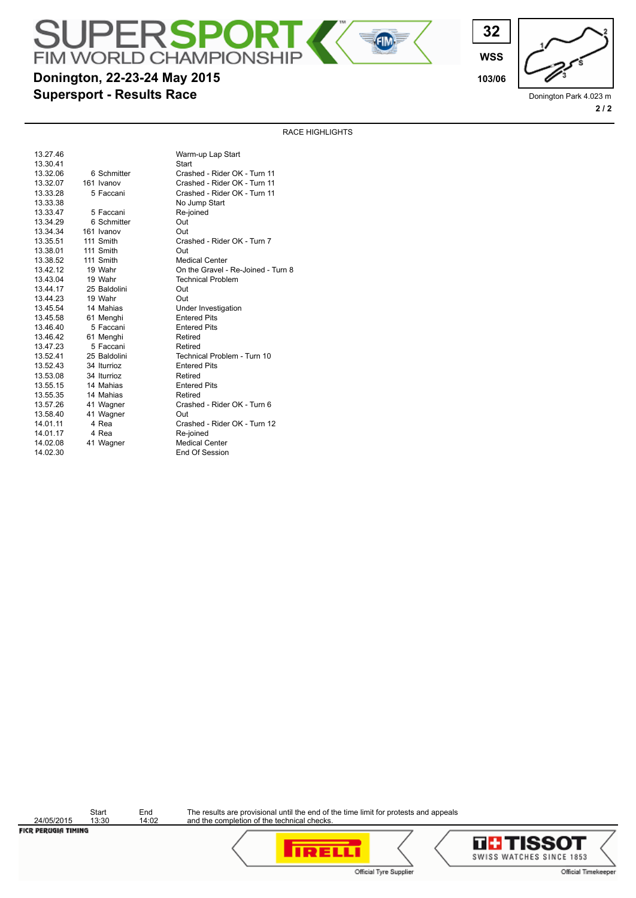# SUPERSPORT FIM WORLD CHAMPIONSHIP

## Donington, 22-23-24 May 2015

## Supersport - Results Race

32

WSS

103/06

Donington Park 4.023 m

RACE HIGHLIGHTS

| | | |
|---|---|---|
| 13.27.46 | | Warm-up Lap Start |
| 13.30.41 | | Start |
| 13.32.06 | 6 Schmitter | Crashed - Rider OK - Turn 11 |
| 13.32.07 | 161 Ivanov | Crashed - Rider OK - Turn 11 |
| 13.33.28 | 5 Faccani | Crashed - Rider OK - Turn 11 |
| 13.33.38 | | No Jump Start |
| 13.33.47 | 5 Faccani | Re-joined |
| 13.34.29 | 6 Schmitter | Out |
| 13.34.34 | 161 Ivanov | Out |
| 13.35.51 | 111 Smith | Crashed - Rider OK - Turn 7 |
| 13.38.01 | 111 Smith | Out |
| 13.38.52 | 111 Smith | Medical Center |
| 13.42.12 | 19 Wahr | On the Gravel - Re-Joined - Turn 8 |
| 13.43.04 | 19 Wahr | Technical Problem |
| 13.44.17 | 25 Baldolini | Out |
| 13.44.23 | 19 Wahr | Out |
| 13.45.54 | 14 Mahias | Under Investigation |
| 13.45.58 | 61 Menghi | Entered Pits |
| 13.46.40 | 5 Faccani | Entered Pits |
| 13.46.42 | 61 Menghi | Retired |
| 13.47.23 | 5 Faccani | Retired |
| 13.52.41 | 25 Baldolini | Technical Problem - Turn 10 |
| 13.52.43 | 34 Iturrioz | Entered Pits |
| 13.53.08 | 34 Iturrioz | Retired |
| 13.55.15 | 14 Mahias | Entered Pits |
| 13.55.35 | 14 Mahias | Retired |
| 13.57.26 | 41 Wagner | Crashed - Rider OK - Turn 6 |
| 13.58.40 | 41 Wagner | Out |
| 14.01.11 | 4 Rea | Crashed - Rider OK - Turn 12 |
| 14.01.17 | 4 Rea | Re-joined |
| 14.02.08 | 41 Wagner | Medical Center |
| 14.02.30 | | End Of Session |

| | Start | End |
|---|---|---|
| 24/05/2015 | 13:30 | 14:02 |

The results are provisional until the end of the time limit for protests and appeals and the completion of the technical checks.

FICR PERUGIA TIMING

Official Tyre Supplier

TISSOT SWISS WATCHES SINCE 1853 Official Timekeeper